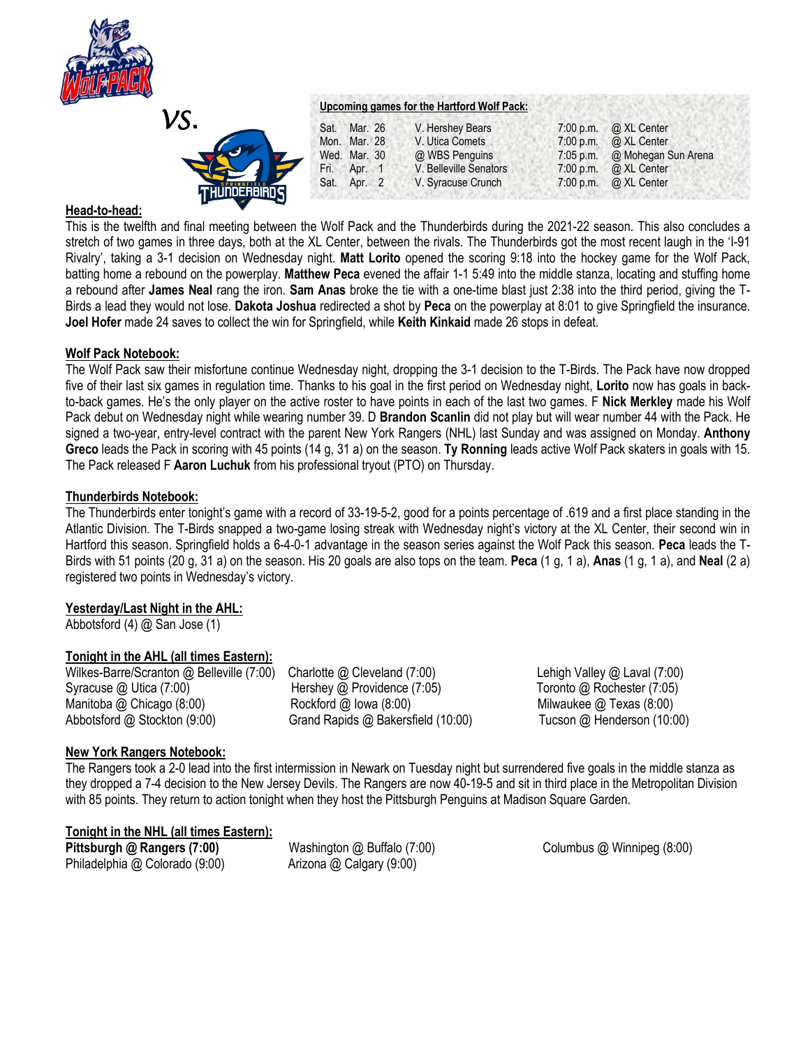*vs.*

**Upcoming games for the Hartford Wolf Pack:**

| | | | | |
|---|---|---|---|---|
| Sat. | Mar. 26 | V. Hershey Bears | 7:00 p.m. | @ XL Center |
| Mon. | Mar. 28 | V. Utica Comets | 7:00 p.m. | @ XL Center |
| Wed. | Mar. 30 | @ WBS Penguins | 7:05 p.m. | @ Mohegan Sun Arena |
| Fri. | Apr. 1 | V. Belleville Senators | 7:00 p.m. | @ XL Center |
| Sat. | Apr. 2 | V. Syracuse Crunch | 7:00 p.m. | @ XL Center |

## Head-to-head:

This is the twelfth and final meeting between the Wolf Pack and the Thunderbirds during the 2021-22 season. This also concludes a stretch of two games in three days, both at the XL Center, between the rivals. The Thunderbirds got the most recent laugh in the 'I-91 Rivalry', taking a 3-1 decision on Wednesday night. **Matt Lorito** opened the scoring 9:18 into the hockey game for the Wolf Pack, batting home a rebound on the powerplay. **Matthew Peca** evened the affair 1-1 5:49 into the middle stanza, locating and stuffing home a rebound after **James Neal** rang the iron. **Sam Anas** broke the tie with a one-time blast just 2:38 into the third period, giving the T-Birds a lead they would not lose. **Dakota Joshua** redirected a shot by **Peca** on the powerplay at 8:01 to give Springfield the insurance. **Joel Hofer** made 24 saves to collect the win for Springfield, while **Keith Kinkaid** made 26 stops in defeat.

## Wolf Pack Notebook:

The Wolf Pack saw their misfortune continue Wednesday night, dropping the 3-1 decision to the T-Birds. The Pack have now dropped five of their last six games in regulation time. Thanks to his goal in the first period on Wednesday night, **Lorito** now has goals in back-to-back games. He's the only player on the active roster to have points in each of the last two games. F **Nick Merkley** made his Wolf Pack debut on Wednesday night while wearing number 39. D **Brandon Scanlin** did not play but will wear number 44 with the Pack. He signed a two-year, entry-level contract with the parent New York Rangers (NHL) last Sunday and was assigned on Monday. **Anthony Greco** leads the Pack in scoring with 45 points (14 g, 31 a) on the season. **Ty Ronning** leads active Wolf Pack skaters in goals with 15. The Pack released F **Aaron Luchuk** from his professional tryout (PTO) on Thursday.

## Thunderbirds Notebook:

The Thunderbirds enter tonight's game with a record of 33-19-5-2, good for a points percentage of .619 and a first place standing in the Atlantic Division. The T-Birds snapped a two-game losing streak with Wednesday night's victory at the XL Center, their second win in Hartford this season. Springfield holds a 6-4-0-1 advantage in the season series against the Wolf Pack this season. **Peca** leads the T-Birds with 51 points (20 g, 31 a) on the season. His 20 goals are also tops on the team. **Peca** (1 g, 1 a), **Anas** (1 g, 1 a), and **Neal** (2 a) registered two points in Wednesday's victory.

## Yesterday/Last Night in the AHL:

Abbotsford (4) @ San Jose (1)

## Tonight in the AHL (all times Eastern):

Wilkes-Barre/Scranton @ Belleville (7:00)
Syracuse @ Utica (7:00)
Manitoba @ Chicago (8:00)
Abbotsford @ Stockton (9:00)
Charlotte @ Cleveland (7:00)
Hershey @ Providence (7:05)
Rockford @ Iowa (8:00)
Grand Rapids @ Bakersfield (10:00)
Lehigh Valley @ Laval (7:00)
Toronto @ Rochester (7:05)
Milwaukee @ Texas (8:00)
Tucson @ Henderson (10:00)

## New York Rangers Notebook:

The Rangers took a 2-0 lead into the first intermission in Newark on Tuesday night but surrendered five goals in the middle stanza as they dropped a 7-4 decision to the New Jersey Devils. The Rangers are now 40-19-5 and sit in third place in the Metropolitan Division with 85 points. They return to action tonight when they host the Pittsburgh Penguins at Madison Square Garden.

## Tonight in the NHL (all times Eastern):

**Pittsburgh @ Rangers (7:00)**
Philadelphia @ Colorado (9:00)
Washington @ Buffalo (7:00)
Arizona @ Calgary (9:00)
Columbus @ Winnipeg (8:00)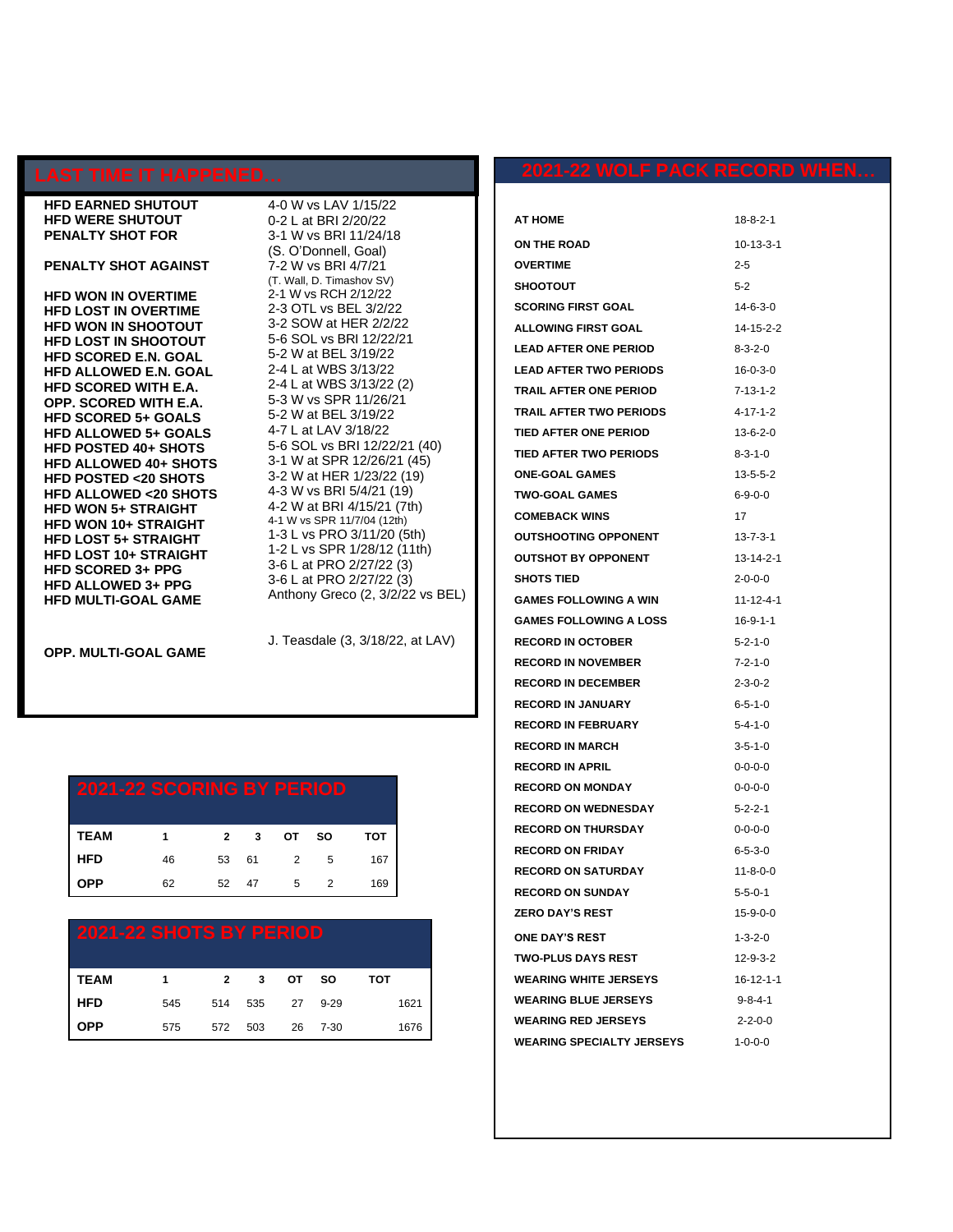## LAST TIME IT HAPPENED…

| | |
|---|---|
| **HFD EARNED SHUTOUT** | 4-0 W vs LAV 1/15/22 |
| **HFD WERE SHUTOUT** | 0-2 L at BRI 2/20/22 |
| **PENALTY SHOT FOR** | 3-1 W vs BRI 11/24/18 (S. O'Donnell, Goal) |
| **PENALTY SHOT AGAINST** | 7-2 W vs BRI 4/7/21 (T. Wall, D. Timashov SV) |
| **HFD WON IN OVERTIME** | 2-1 W vs RCH 2/12/22 |
| **HFD LOST IN OVERTIME** | 2-3 OTL vs BEL 3/2/22 |
| **HFD WON IN SHOOTOUT** | 3-2 SOW at HER 2/2/22 |
| **HFD LOST IN SHOOTOUT** | 5-6 SOL vs BRI 12/22/21 |
| **HFD SCORED E.N. GOAL** | 5-2 W at BEL 3/19/22 |
| **HFD ALLOWED E.N. GOAL** | 2-4 L at WBS 3/13/22 |
| **HFD SCORED WITH E.A.** | 2-4 L at WBS 3/13/22 (2) |
| **OPP. SCORED WITH E.A.** | 5-3 W vs SPR 11/26/21 |
| **HFD SCORED 5+ GOALS** | 5-2 W at BEL 3/19/22 |
| **HFD ALLOWED 5+ GOALS** | 4-7 L at LAV 3/18/22 |
| **HFD POSTED 40+ SHOTS** | 5-6 SOL vs BRI 12/22/21 (40) |
| **HFD ALLOWED 40+ SHOTS** | 3-1 W at SPR 12/26/21 (45) |
| **HFD POSTED <20 SHOTS** | 3-2 W at HER 1/23/22 (19) |
| **HFD ALLOWED <20 SHOTS** | 4-3 W vs BRI 5/4/21 (19) |
| **HFD WON 5+ STRAIGHT** | 4-2 W at BRI 4/15/21 (7th) |
| **HFD WON 10+ STRAIGHT** | 4-1 W vs SPR 11/7/04 (12th) |
| **HFD LOST 5+ STRAIGHT** | 1-3 L vs PRO 3/11/20 (5th) |
| **HFD LOST 10+ STRAIGHT** | 1-2 L vs SPR 1/28/12 (11th) |
| **HFD SCORED 3+ PPG** | 3-6 L at PRO 2/27/22 (3) |
| **HFD ALLOWED 3+ PPG** | 3-6 L at PRO 2/27/22 (3) |
| **HFD MULTI-GOAL GAME** | Anthony Greco (2, 3/2/22 vs BEL) |
| **OPP. MULTI-GOAL GAME** | J. Teasdale (3, 3/18/22, at LAV) |

## 2021-22 SCORING BY PERIOD

| TEAM | 1 | 2 | 3 | OT | SO | TOT |
|---|---|---|---|---|---|---|
| HFD | 46 | 53 | 61 | 2 | 5 | 167 |
| OPP | 62 | 52 | 47 | 5 | 2 | 169 |

## 2021-22 SHOTS BY PERIOD

| TEAM | 1 | 2 | 3 | OT | SO | TOT |
|---|---|---|---|---|---|---|
| HFD | 545 | 514 | 535 | 27 | 9-29 | 1621 |
| OPP | 575 | 572 | 503 | 26 | 7-30 | 1676 |

## 2021-22 WOLF PACK RECORD WHEN…

| | |
|---|---|
| **AT HOME** | 18-8-2-1 |
| **ON THE ROAD** | 10-13-3-1 |
| **OVERTIME** | 2-5 |
| **SHOOTOUT** | 5-2 |
| **SCORING FIRST GOAL** | 14-6-3-0 |
| **ALLOWING FIRST GOAL** | 14-15-2-2 |
| **LEAD AFTER ONE PERIOD** | 8-3-2-0 |
| **LEAD AFTER TWO PERIODS** | 16-0-3-0 |
| **TRAIL AFTER ONE PERIOD** | 7-13-1-2 |
| **TRAIL AFTER TWO PERIODS** | 4-17-1-2 |
| **TIED AFTER ONE PERIOD** | 13-6-2-0 |
| **TIED AFTER TWO PERIODS** | 8-3-1-0 |
| **ONE-GOAL GAMES** | 13-5-5-2 |
| **TWO-GOAL GAMES** | 6-9-0-0 |
| **COMEBACK WINS** | 17 |
| **OUTSHOOTING OPPONENT** | 13-7-3-1 |
| **OUTSHOT BY OPPONENT** | 13-14-2-1 |
| **SHOTS TIED** | 2-0-0-0 |
| **GAMES FOLLOWING A WIN** | 11-12-4-1 |
| **GAMES FOLLOWING A LOSS** | 16-9-1-1 |
| **RECORD IN OCTOBER** | 5-2-1-0 |
| **RECORD IN NOVEMBER** | 7-2-1-0 |
| **RECORD IN DECEMBER** | 2-3-0-2 |
| **RECORD IN JANUARY** | 6-5-1-0 |
| **RECORD IN FEBRUARY** | 5-4-1-0 |
| **RECORD IN MARCH** | 3-5-1-0 |
| **RECORD IN APRIL** | 0-0-0-0 |
| **RECORD ON MONDAY** | 0-0-0-0 |
| **RECORD ON WEDNESDAY** | 5-2-2-1 |
| **RECORD ON THURSDAY** | 0-0-0-0 |
| **RECORD ON FRIDAY** | 6-5-3-0 |
| **RECORD ON SATURDAY** | 11-8-0-0 |
| **RECORD ON SUNDAY** | 5-5-0-1 |
| **ZERO DAY'S REST** | 15-9-0-0 |
| **ONE DAY'S REST** | 1-3-2-0 |
| **TWO-PLUS DAYS REST** | 12-9-3-2 |
| **WEARING WHITE JERSEYS** | 16-12-1-1 |
| **WEARING BLUE JERSEYS** | 9-8-4-1 |
| **WEARING RED JERSEYS** | 2-2-0-0 |
| **WEARING SPECIALTY JERSEYS** | 1-0-0-0 |